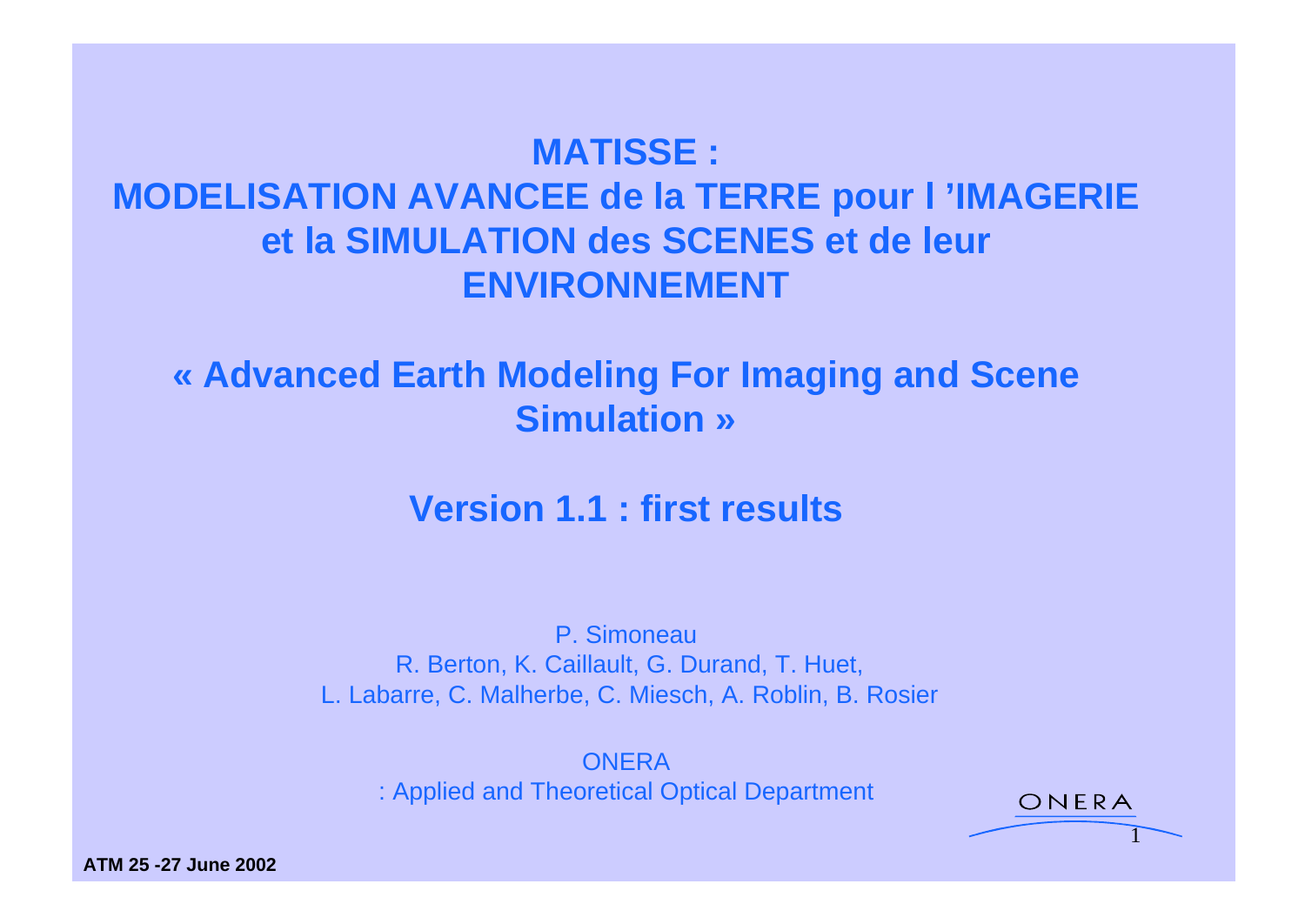# MATISSE : MODELISATION AVANCEE de la TERRE pour l 'IMAGERIE et la SIMULATION des SCENES et de leur ENVIRONNEMENT

## « Advanced Earth Modeling For Imaging and Scene Simulation »

## Version 1.1 : first results

P. Simoneau
R. Berton, K. Caillault, G. Durand, T. Huet,
L. Labarre, C. Malherbe, C. Miesch, A. Roblin, B. Rosier

ONERA
: Applied and Theoretical Optical Department

ONERA

**ATM 25 -27 June 2002**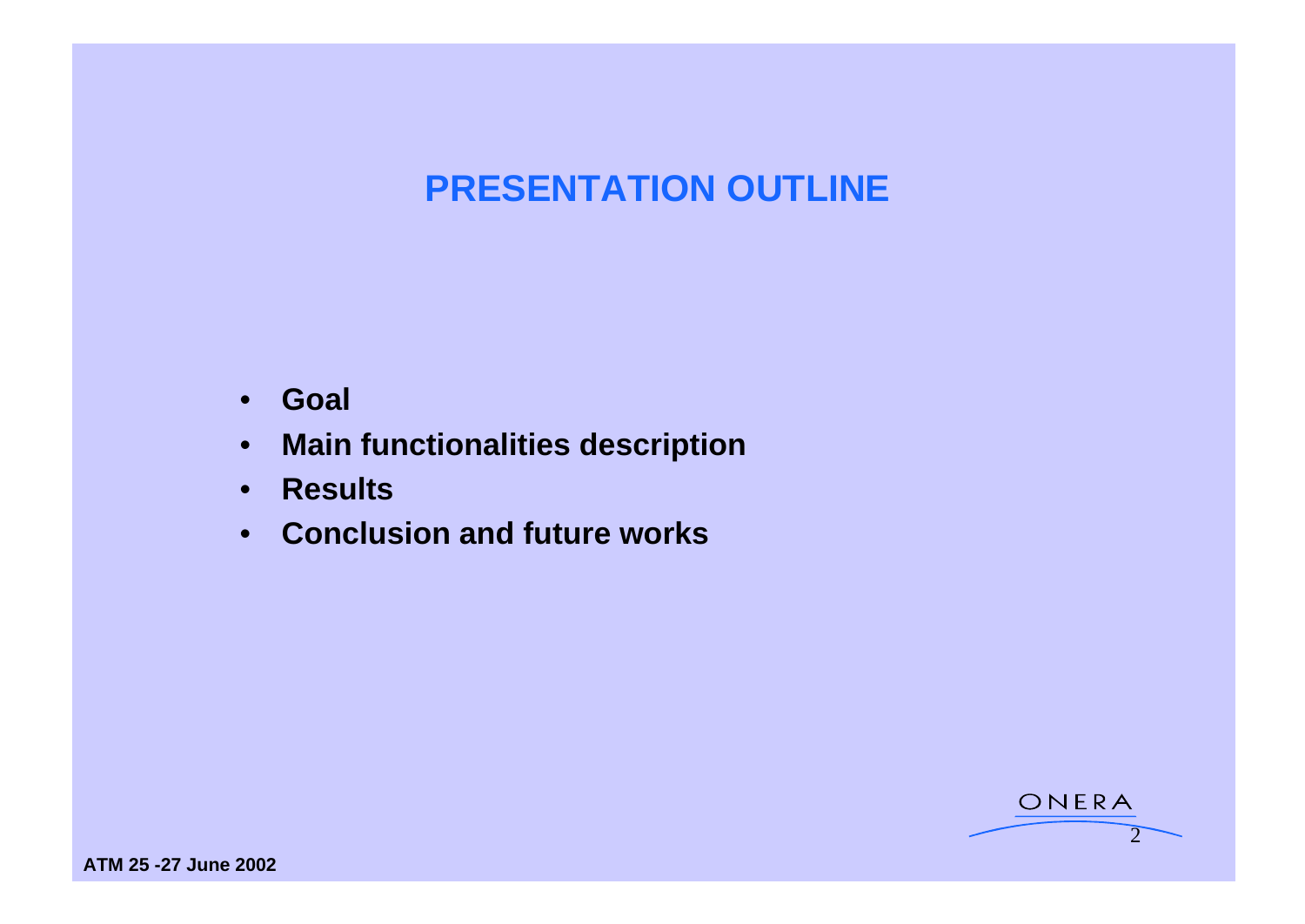# PRESENTATION OUTLINE

- **Goal**
- **Main functionalities description**
- **Results**
- **Conclusion and future works**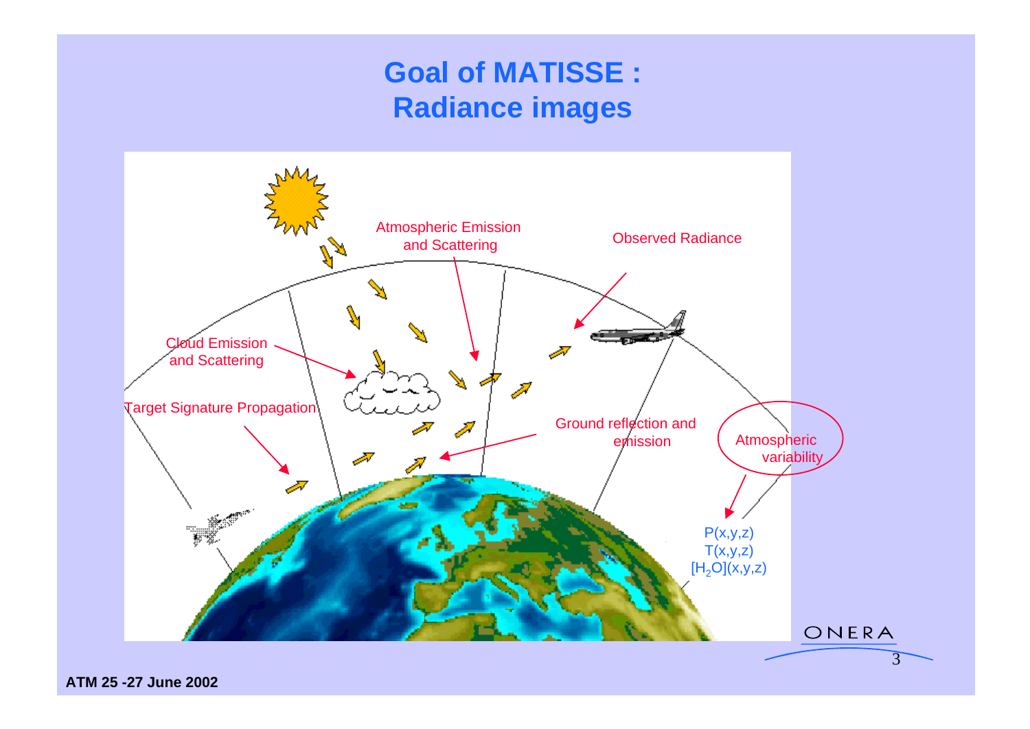# Goal of MATISSE : Radiance images

Atmospheric Emission and Scattering

Observed Radiance

Cloud Emission and Scattering

Target Signature Propagation

Ground reflection and emission

Atmospheric variability

P(x,y,z)
T(x,y,z)
$[H_2O](x,y,z)$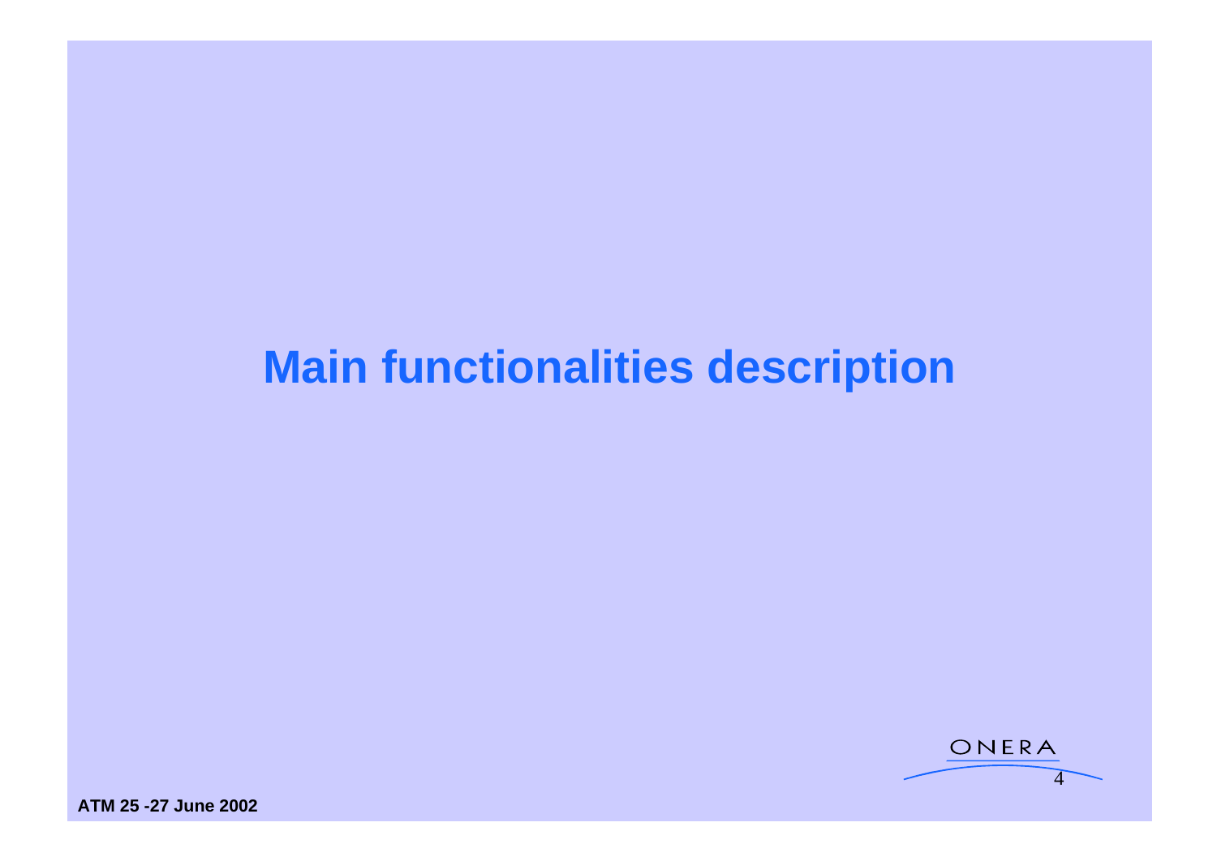# Main functionalities description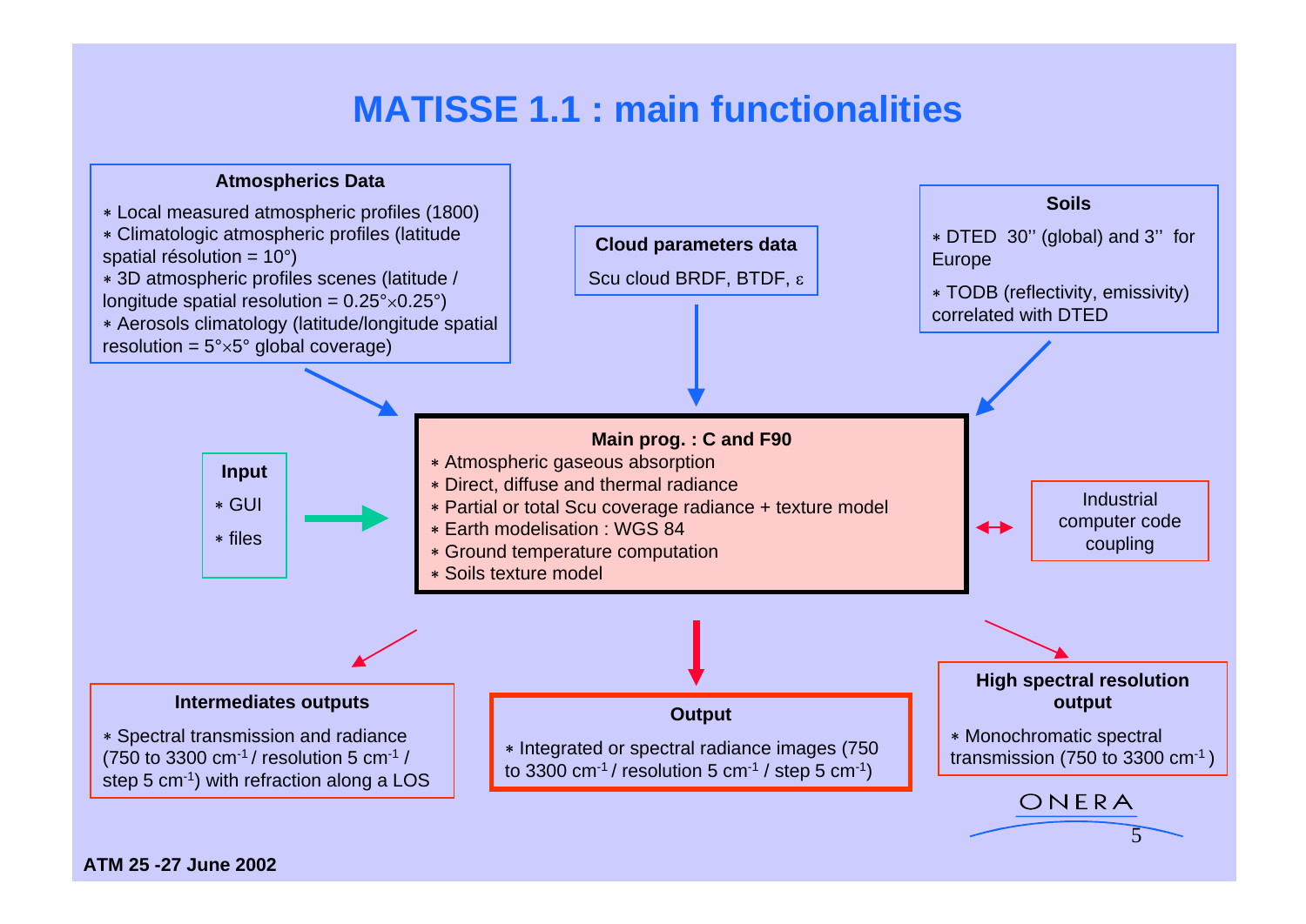# MATISSE 1.1 : main functionalities

### Atmospherics Data

- Local measured atmospheric profiles (1800)
- Climatologic atmospheric profiles (latitude spatial résolution = 10°)
- 3D atmospheric profiles scenes (latitude / longitude spatial resolution = 0.25°×0.25°)
- Aerosols climatology (latitude/longitude spatial resolution = 5°×5° global coverage)

### Cloud parameters data

Scu cloud BRDF, BTDF, ε

### Soils

- DTED 30'' (global) and 3'' for Europe
- TODB (reflectivity, emissivity) correlated with DTED

### Input

- GUI
- files

### Main prog. : C and F90

- Atmospheric gaseous absorption
- Direct, diffuse and thermal radiance
- Partial or total Scu coverage radiance + texture model
- Earth modelisation : WGS 84
- Ground temperature computation
- Soils texture model

### Industrial computer code coupling

### Intermediates outputs

- Spectral transmission and radiance (750 to 3300 $cm^{-1}$ / resolution 5 $cm^{-1}$ / step 5 $cm^{-1}$) with refraction along a LOS

### Output

- Integrated or spectral radiance images (750 to 3300 $cm^{-1}$ / resolution 5 $cm^{-1}$ / step 5 $cm^{-1}$)

### High spectral resolution output

- Monochromatic spectral transmission (750 to 3300 $cm^{-1}$)

ONERA

ATM 25 -27 June 2002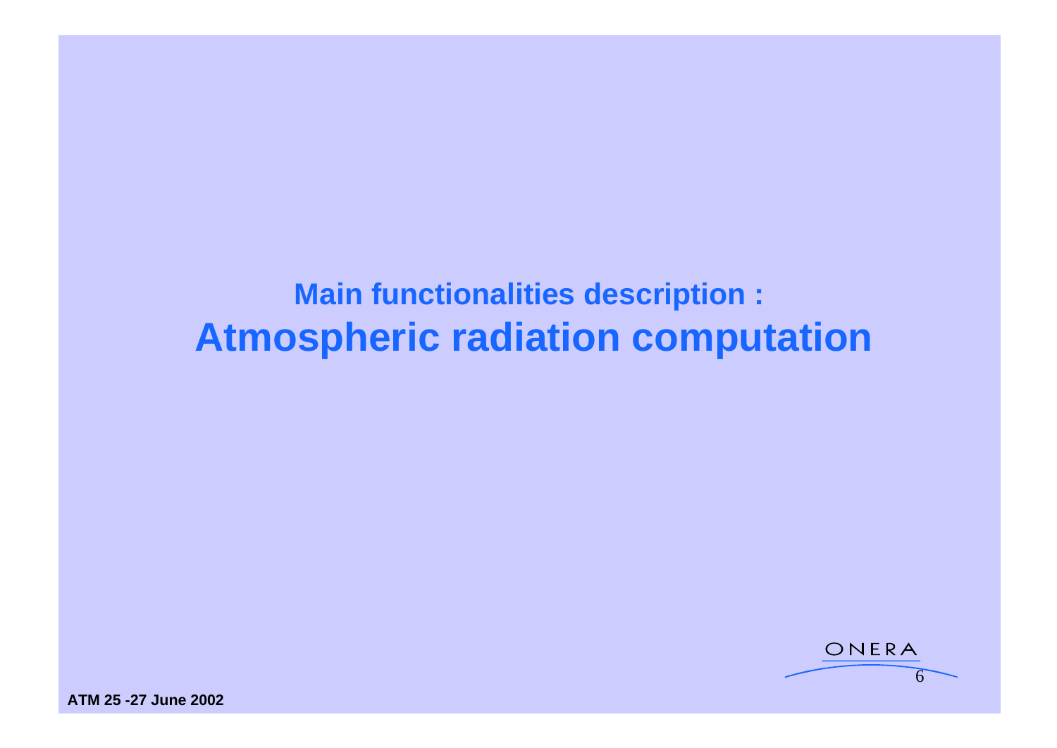## Main functionalities description :

# Atmospheric radiation computation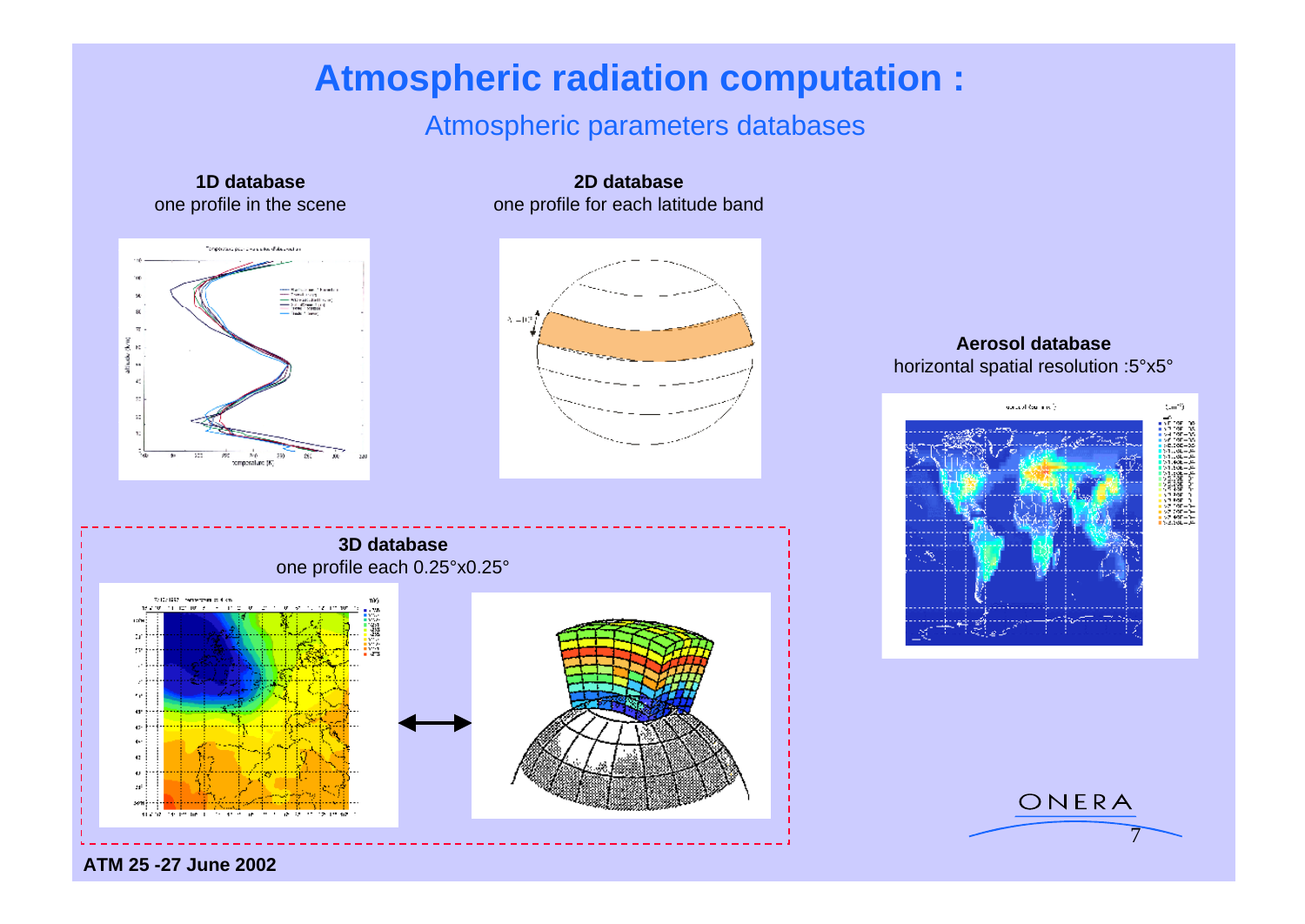# Atmospheric radiation computation :

## Atmospheric parameters databases

**1D database**
one profile in the scene

**2D database**
one profile for each latitude band

**Aerosol database**
horizontal spatial resolution :5°x5°

**3D database**
one profile each 0.25°x0.25°

**ATM 25 -27 June 2002**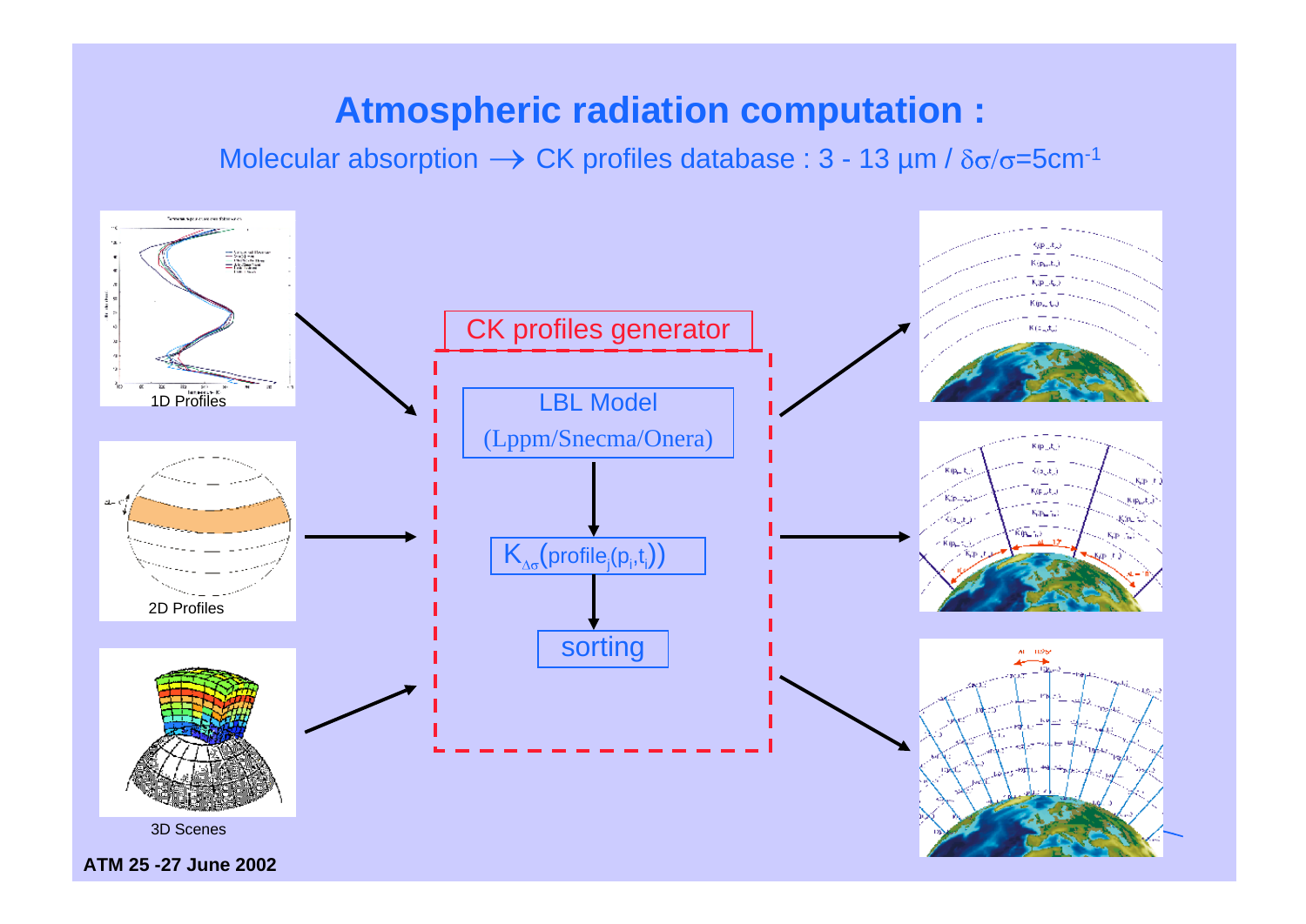# Atmospheric radiation computation :

Molecular absorption $\longrightarrow$ CK profiles database : 3 - 13 µm / $\delta\sigma/\sigma$=5cm$^{-1}$

1D Profiles

2D Profiles

3D Scenes

CK profiles generator

LBL Model

(Lppm/Snecma/Onera)

$K_{\Delta\sigma}(\text{profile}_j(p_i,t_i))$

sorting

ATM 25 -27 June 2002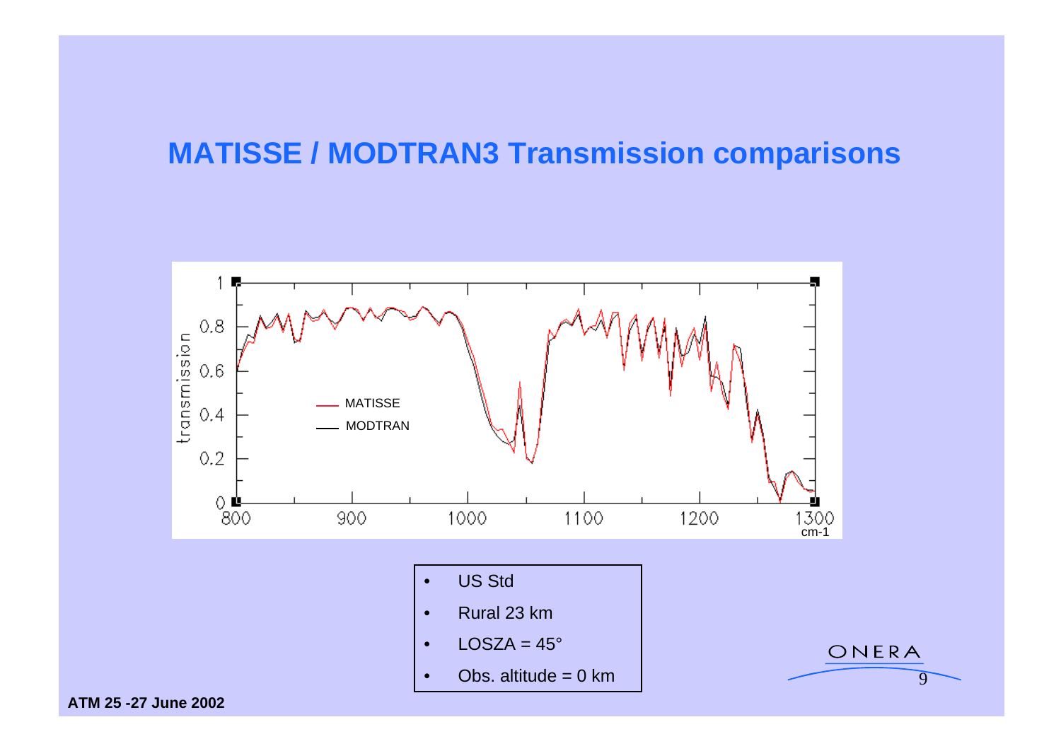# MATISSE / MODTRAN3 Transmission comparisons

- US Std
- Rural 23 km
- LOSZA = 45°
- Obs. altitude = 0 km

**ATM 25 -27 June 2002**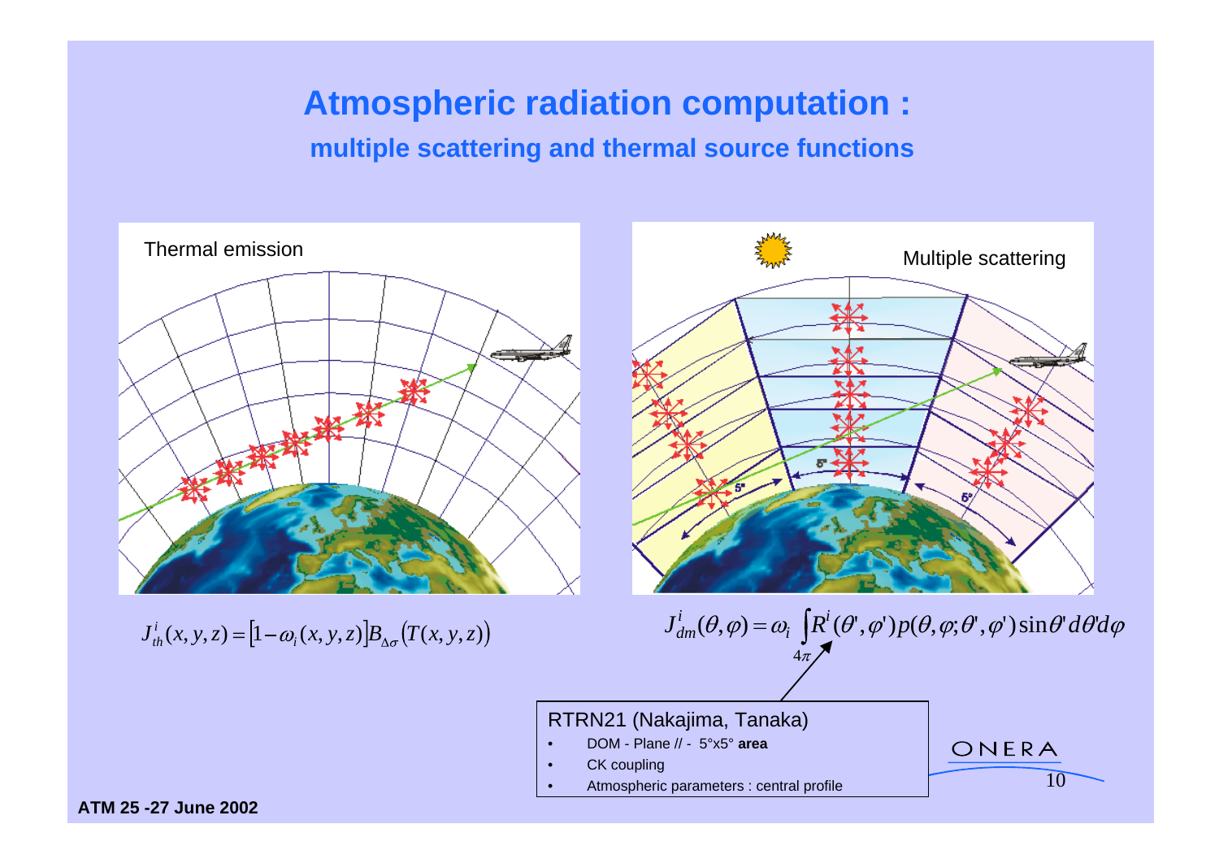# Atmospheric radiation computation :

## multiple scattering and thermal source functions

Thermal emission

$$J_{th}^{i}(x,y,z)=\left[1-\omega_i(x,y,z)\right]B_{\Delta\sigma}\left(T(x,y,z)\right)$$

Multiple scattering

$$J_{dm}^{i}(\theta,\varphi)=\omega_i\int_{4\pi}R^{i}(\theta',\varphi')p(\theta,\varphi;\theta',\varphi')\sin\theta' d\theta' d\varphi$$

RTRN21 (Nakajima, Tanaka)

- DOM - Plane // - 5°x5° **area**
- CK coupling
- Atmospheric parameters : central profile

ONERA

**ATM 25 -27 June 2002**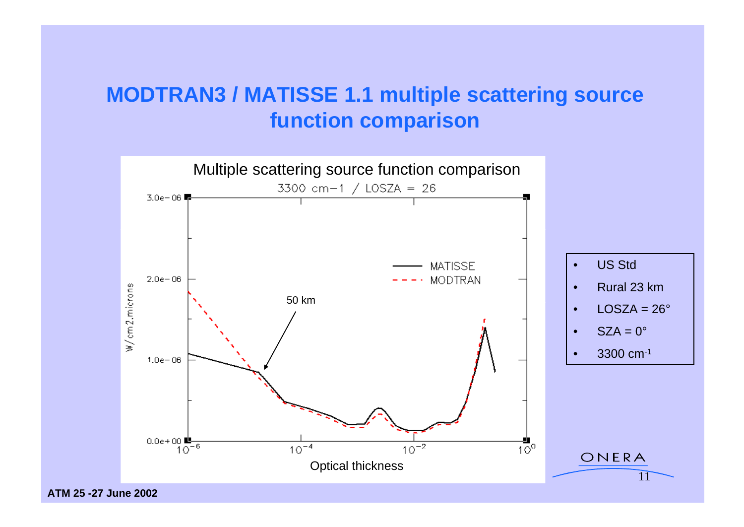# MODTRAN3 / MATISSE 1.1 multiple scattering source function comparison

Multiple scattering source function comparison

3300 cm−1 / LOSZA = 26

- US Std
- Rural 23 km
- LOSZA = 26°
- SZA = 0°
- 3300 $cm^{-1}$

ATM 25 -27 June 2002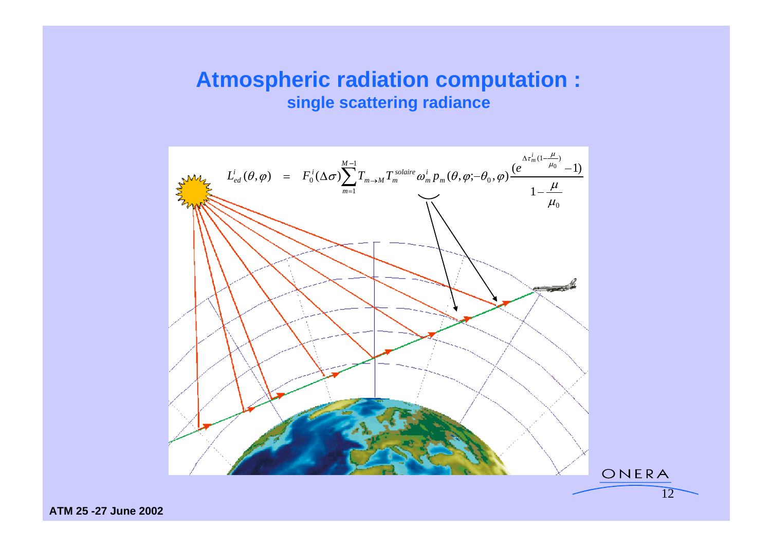# Atmospheric radiation computation :

## single scattering radiance

$$L_{ed}^{i}(\theta,\varphi) = F_0^i(\Delta\sigma)\sum_{m=1}^{M-1} T_{m\rightarrow M} T_m^{solaire}\,\omega_m^i\, p_m(\theta,\varphi;-\theta_0,\varphi)\frac{(e^{\Delta\tau_m^i(1-\frac{\mu}{\mu_0})}-1)}{1-\frac{\mu}{\mu_0}}$$

ATM 25 -27 June 2002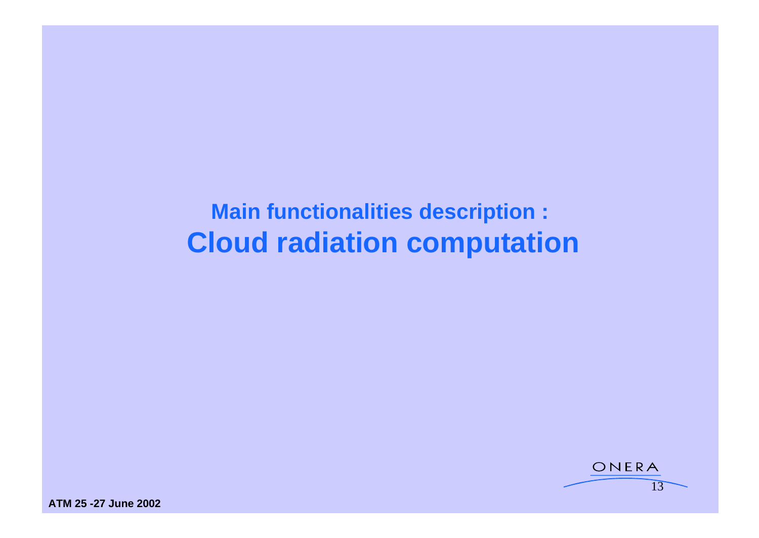## Main functionalities description :

# Cloud radiation computation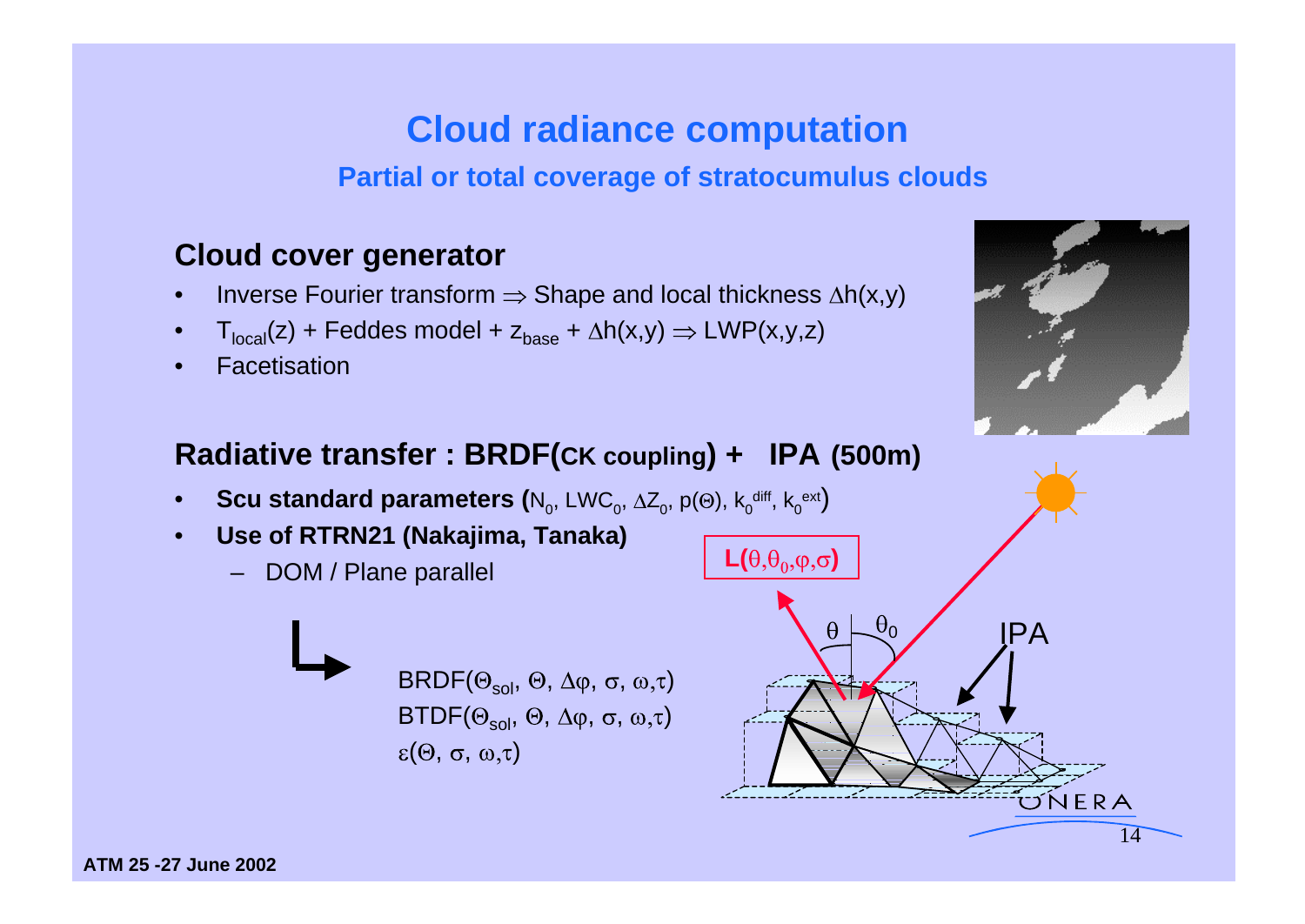# Cloud radiance computation

## Partial or total coverage of stratocumulus clouds

### Cloud cover generator

- Inverse Fourier transform $\Rightarrow$ Shape and local thickness $\Delta h(x,y)$
- $T_{local}(z)$ + Feddes model + $z_{base}$ + $\Delta h(x,y) \Rightarrow LWP(x,y,z)$
- Facetisation

### Radiative transfer : BRDF(CK coupling) + IPA (500m)

- **Scu standard parameters** ($N_0$, $LWC_0$, $\Delta Z_0$, $p(\Theta)$, $k_0^{diff}$, $k_0^{ext}$)
- **Use of RTRN21 (Nakajima, Tanaka)**
  - DOM / Plane parallel

$BRDF(\Theta_{sol}, \Theta, \Delta\varphi, \sigma, \omega, \tau)$
$BTDF(\Theta_{sol}, \Theta, \Delta\varphi, \sigma, \omega, \tau)$
$\varepsilon(\Theta, \sigma, \omega, \tau)$

$L(\theta, \theta_0, \varphi, \sigma)$

IPA

ATM 25 -27 June 2002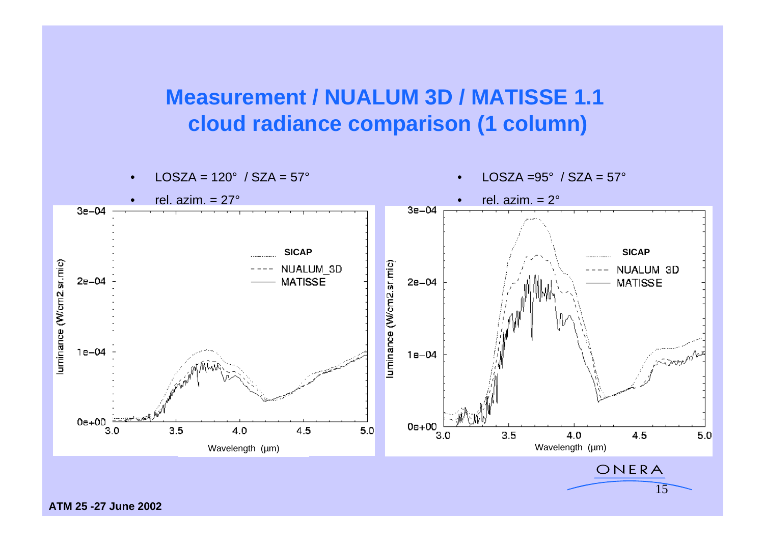# Measurement / NUALUM 3D / MATISSE 1.1 cloud radiance comparison (1 column)

- LOSZA = 120° / SZA = 57°
- rel. azim. = 27°

- LOSZA =95° / SZA = 57°
- rel. azim. = 2°

ATM 25 -27 June 2002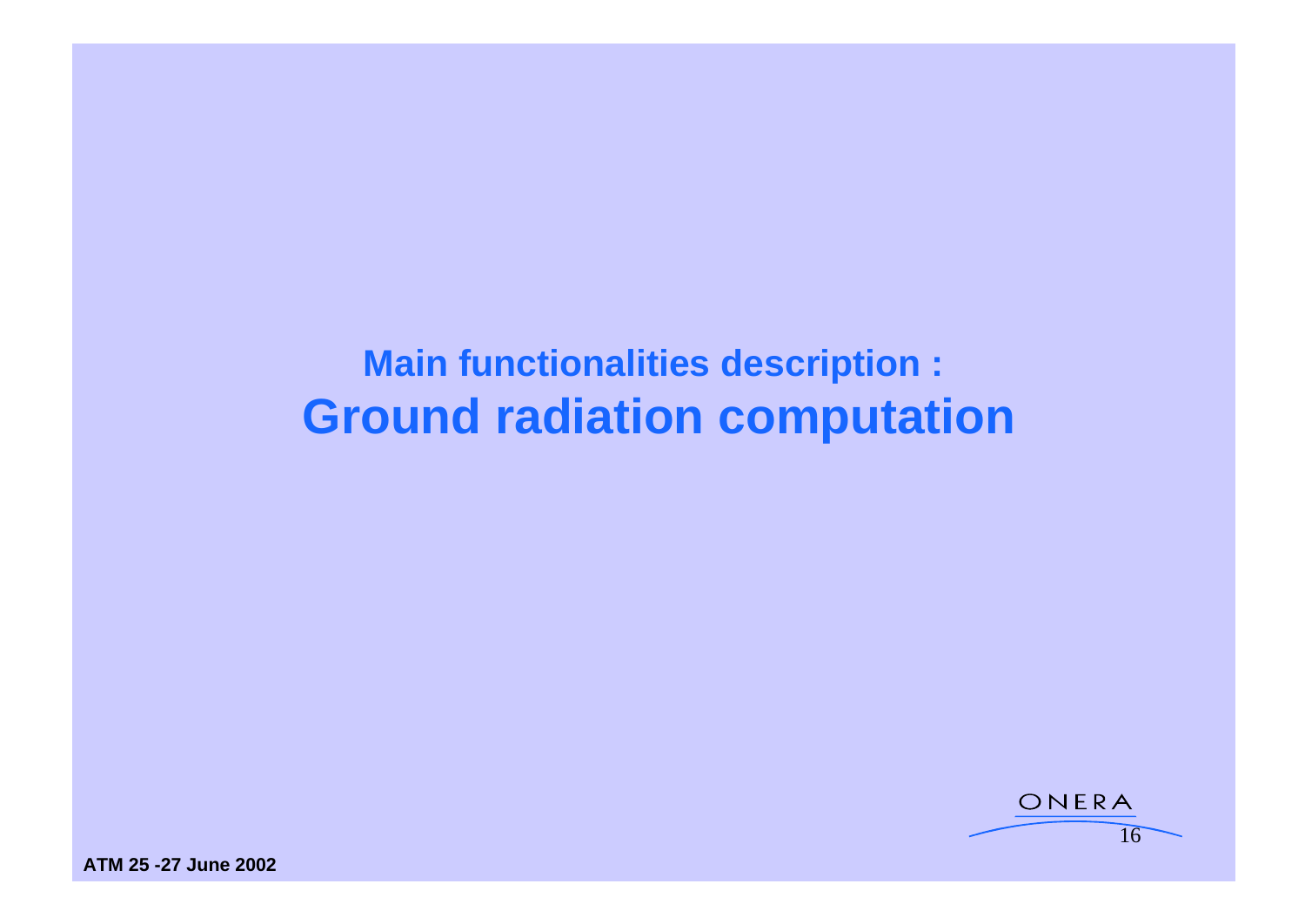## Main functionalities description :

# Ground radiation computation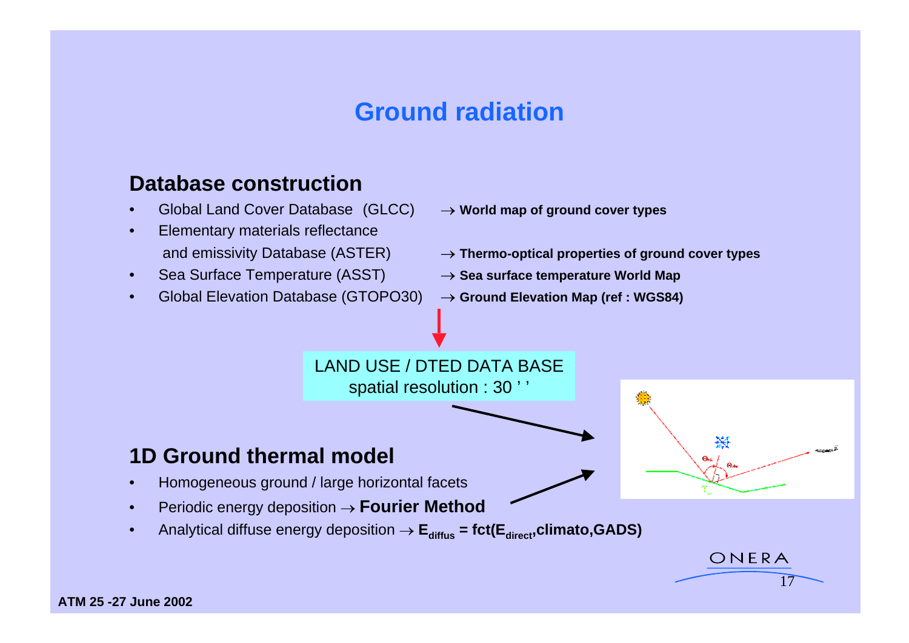# Ground radiation

## Database construction

- Global Land Cover Database (GLCC) → **World map of ground cover types**
- Elementary materials reflectance and emissivity Database (ASTER) → **Thermo-optical properties of ground cover types**
- Sea Surface Temperature (ASST) → **Sea surface temperature World Map**
- Global Elevation Database (GTOPO30) → **Ground Elevation Map (ref : WGS84)**

LAND USE / DTED DATA BASE
spatial resolution : 30 ' '

## 1D Ground thermal model

- Homogeneous ground / large horizontal facets
- Periodic energy deposition → **Fourier Method**
- Analytical diffuse energy deposition → $\mathbf{E_{diffus} = fct(E_{direct}, climato, GADS)}$

ATM 25 -27 June 2002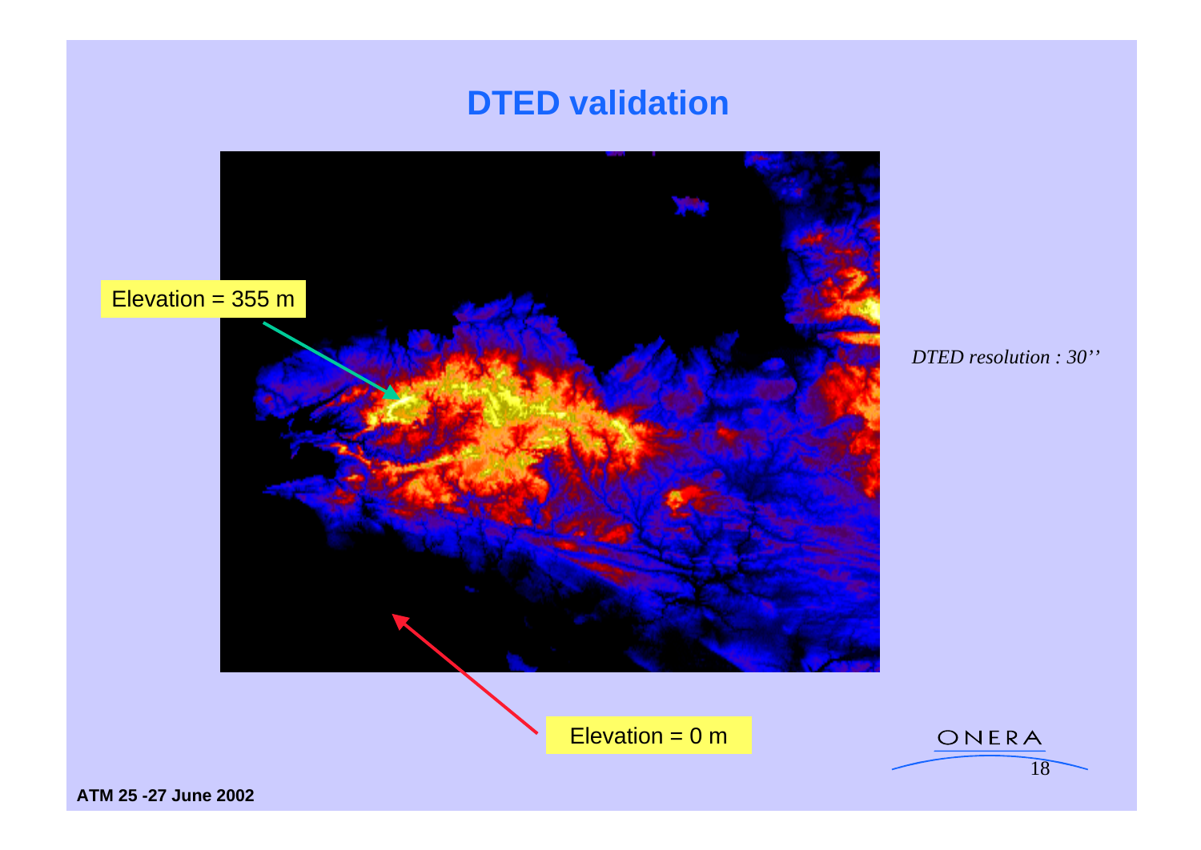# DTED validation

Elevation = 355 m

*DTED resolution : 30''*

Elevation = 0 m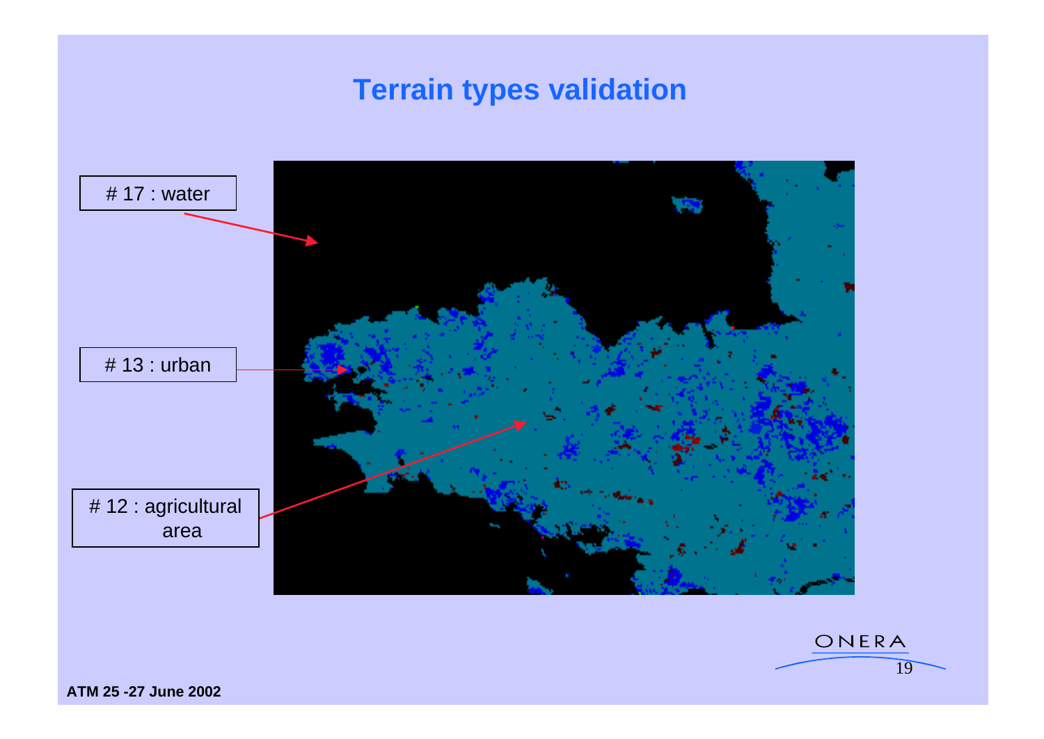# Terrain types validation

# 17 : water

# 13 : urban

# 12 : agricultural area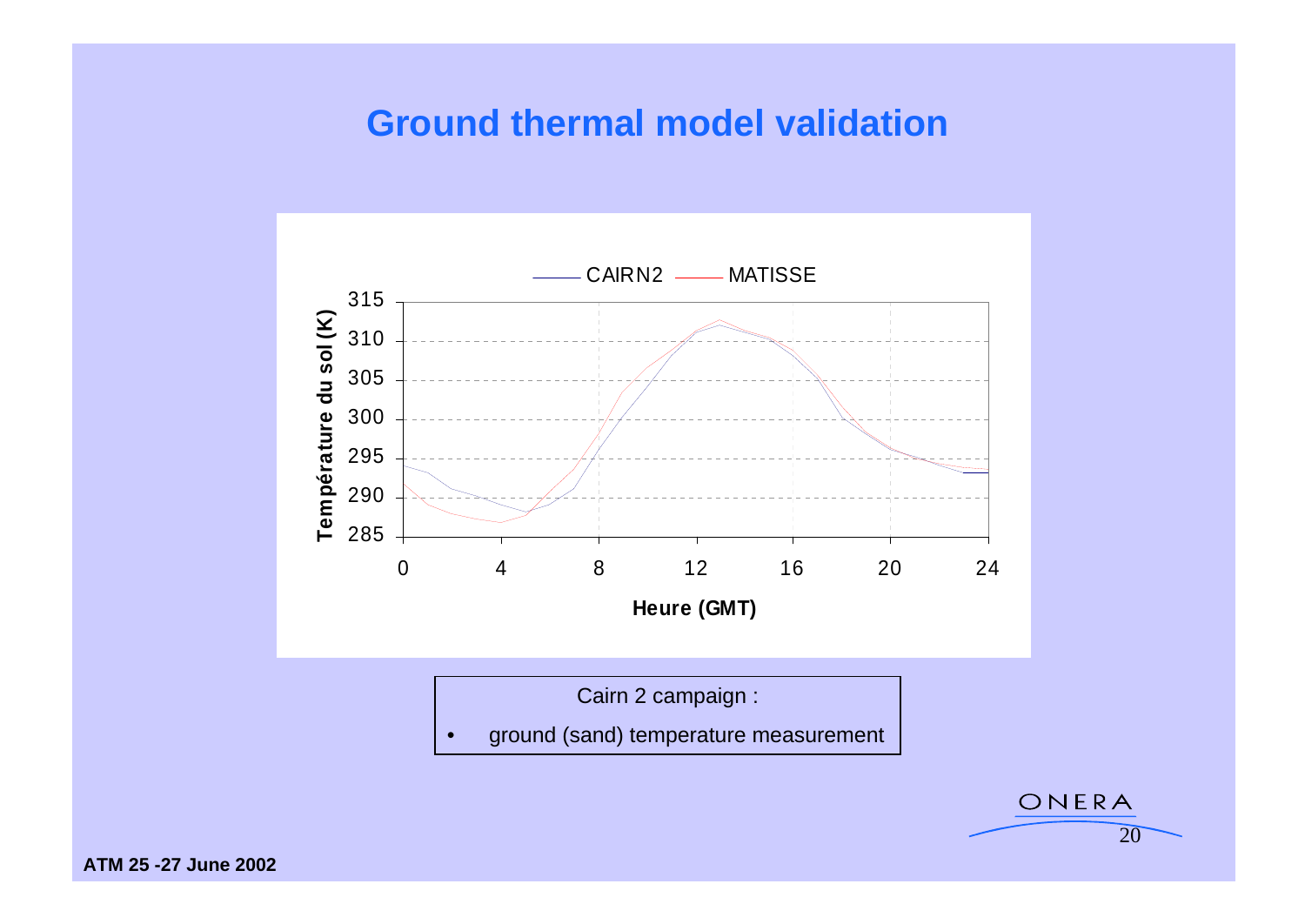# Ground thermal model validation

CAIRN2 — MATISSE

Température du sol (K)

Heure (GMT)

Cairn 2 campaign :

- ground (sand) temperature measurement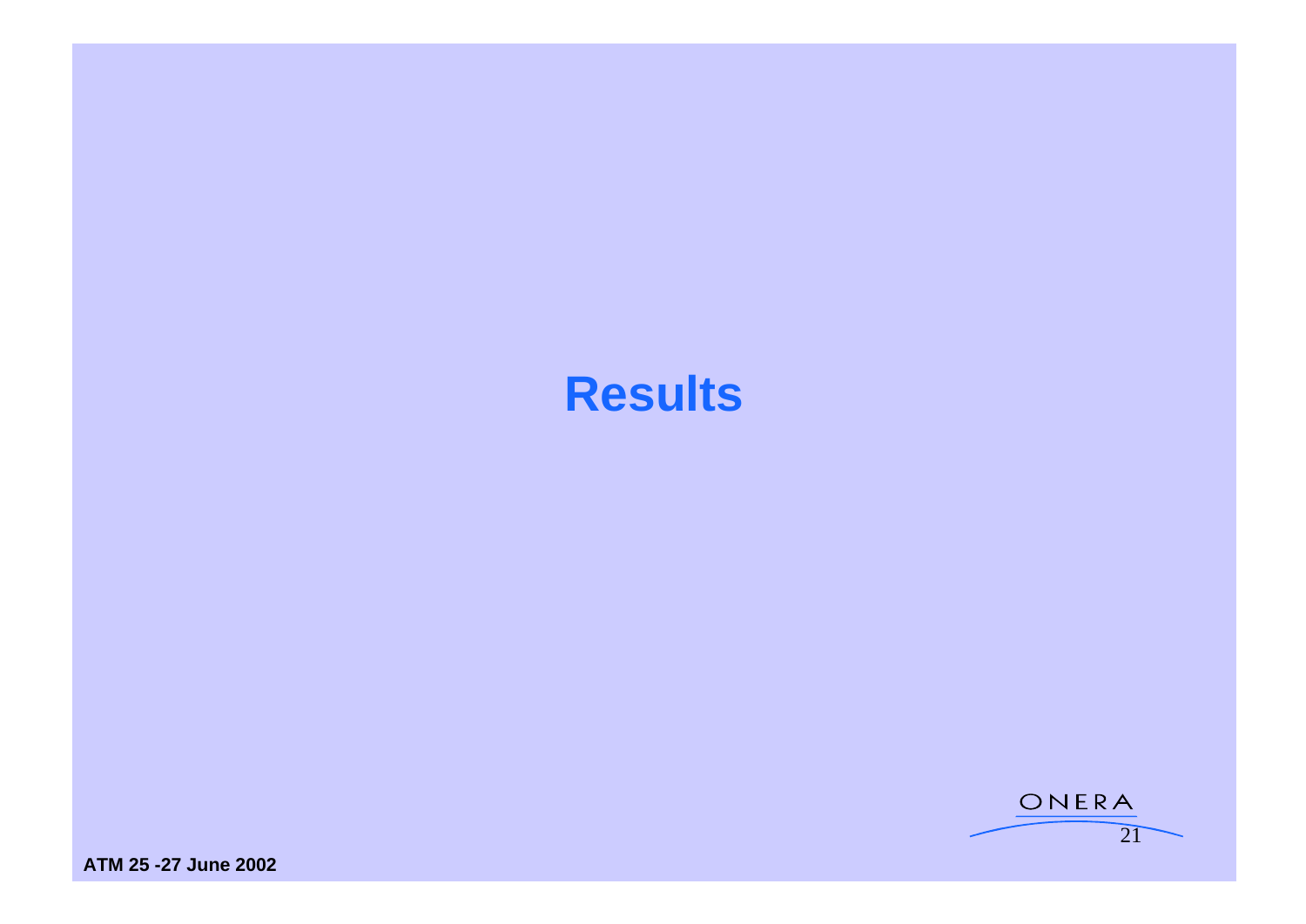# Results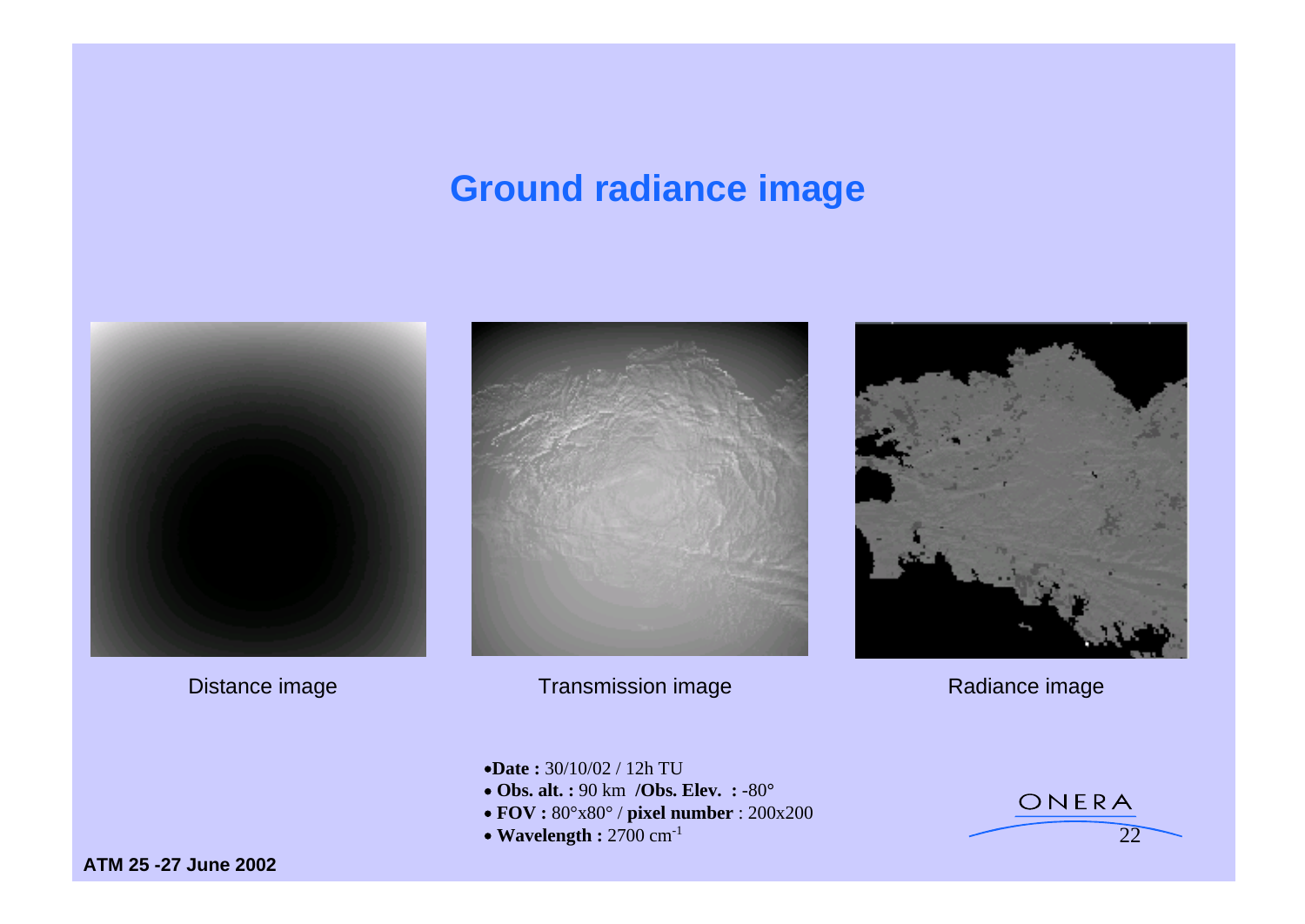# Ground radiance image

Distance image

Transmission image

Radiance image

- **Date :** 30/10/02 / 12h TU
- **Obs. alt. :** 90 km **/Obs. Elev. :** -80°
- **FOV :** 80°x80° / **pixel number** : 200x200
- **Wavelength :** 2700 $cm^{-1}$

**ATM 25 -27 June 2002**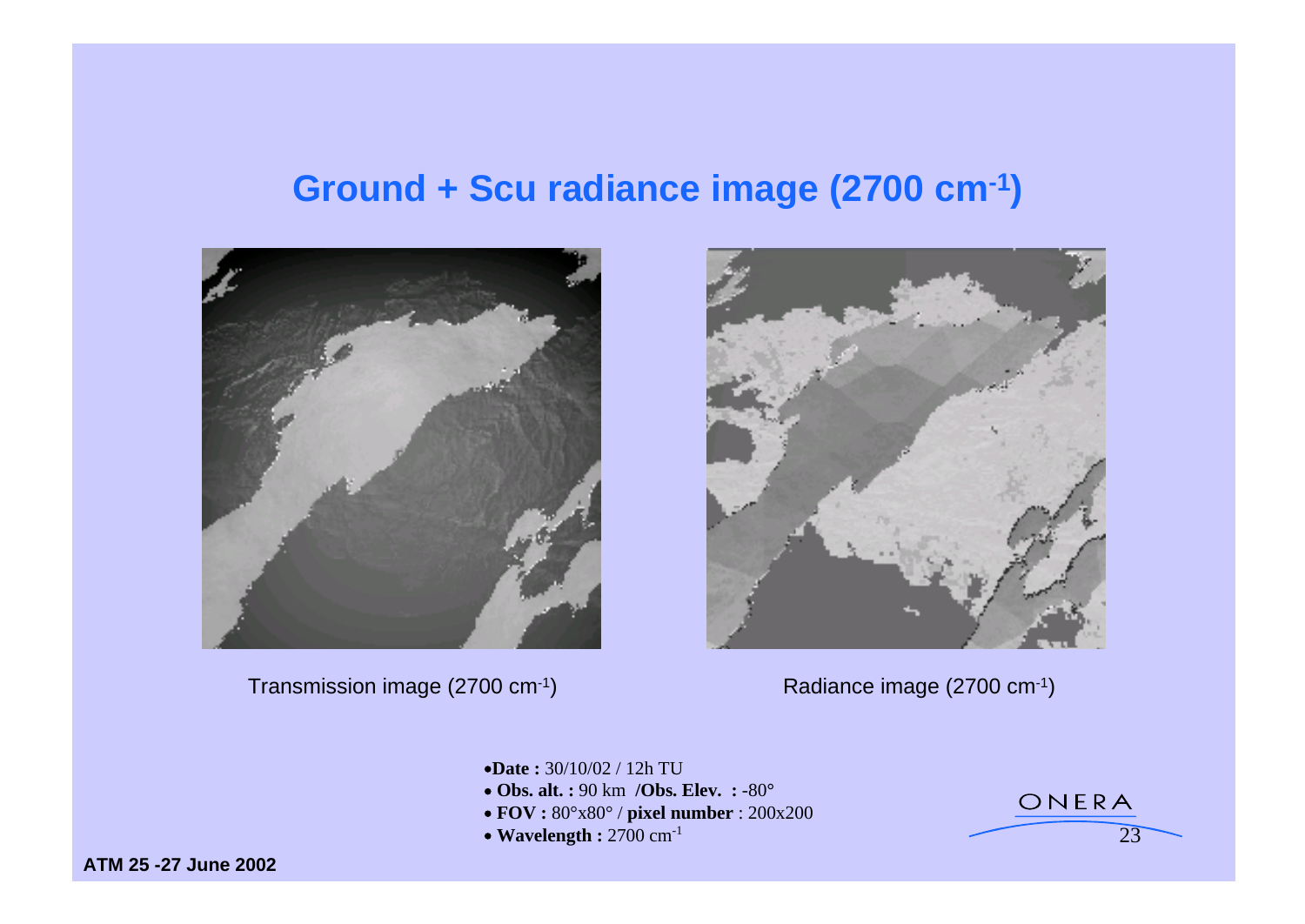# Ground + Scu radiance image (2700 cm$^{-1}$)

Transmission image (2700 cm$^{-1}$)

Radiance image (2700 cm$^{-1}$)

- **Date :** 30/10/02 / 12h TU
- **Obs. alt. :** 90 km **/Obs. Elev. :** -80°
- **FOV :** 80°x80° / **pixel number** : 200x200
- **Wavelength :** 2700 cm$^{-1}$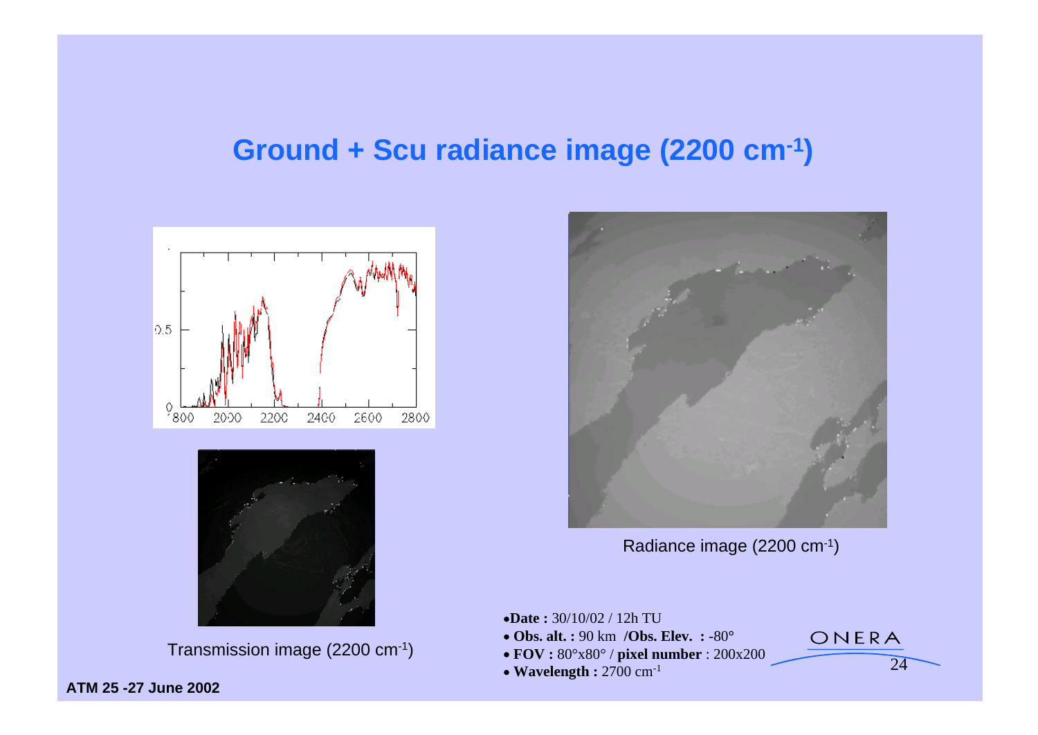## Ground + Scu radiance image (2200 cm$^{-1}$)

Transmission image (2200 cm$^{-1}$)

Radiance image (2200 cm$^{-1}$)

- **Date :** 30/10/02 / 12h TU
- **Obs. alt. :** 90 km **/Obs. Elev. :** -80°
- **FOV :** 80°x80° / **pixel number** : 200x200
- **Wavelength :** 2700 cm$^{-1}$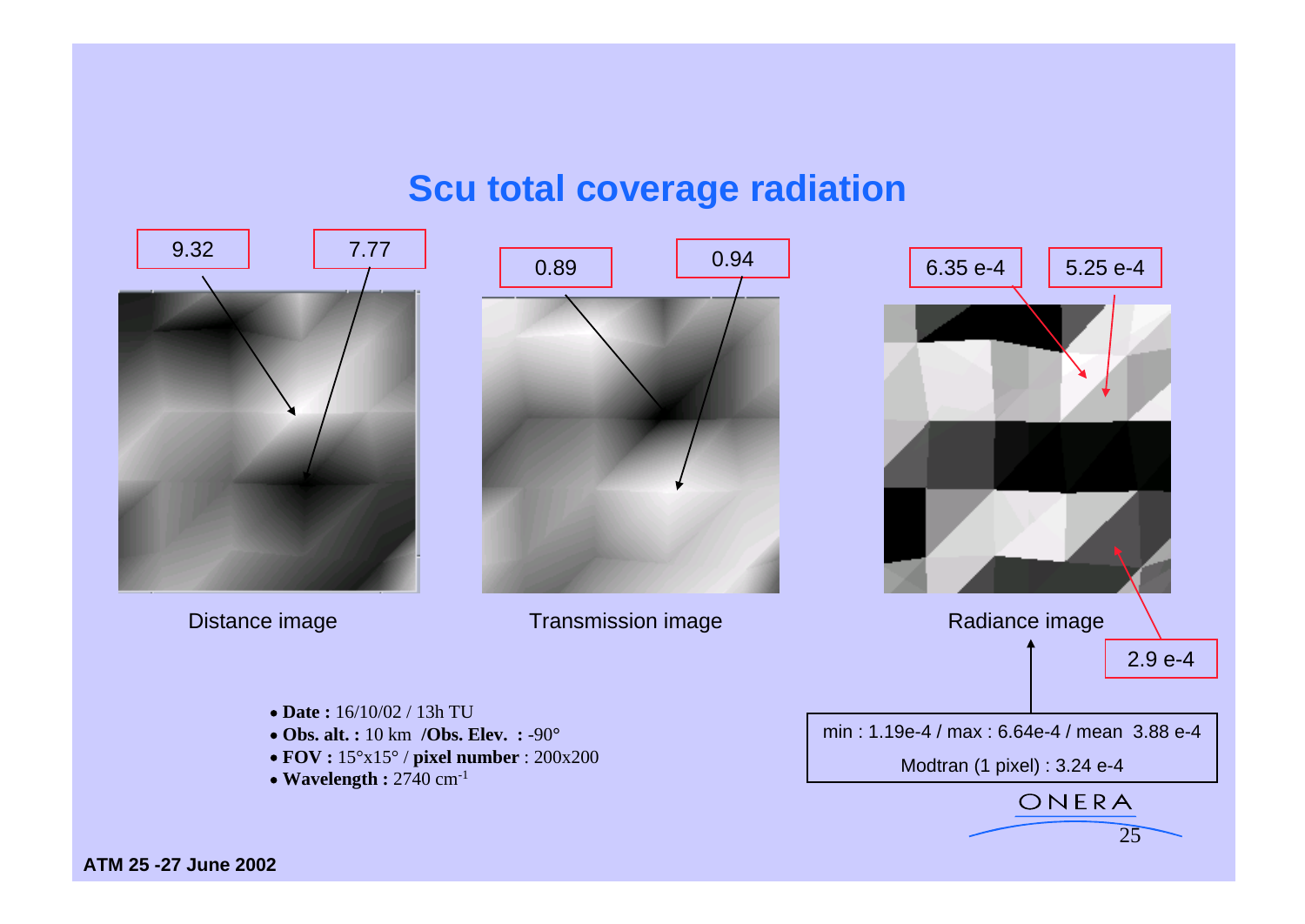# Scu total coverage radiation

9.32 7.77

0.89 0.94

6.35 e-4 5.25 e-4

Distance image

Transmission image

Radiance image

2.9 e-4

- **Date :** 16/10/02 / 13h TU
- **Obs. alt. :** 10 km **/Obs. Elev. :** -90°
- **FOV :** 15°x15° / **pixel number** : 200x200
- **Wavelength :** 2740 $cm^{-1}$

min : 1.19e-4 / max : 6.64e-4 / mean 3.88 e-4

Modtran (1 pixel) : 3.24 e-4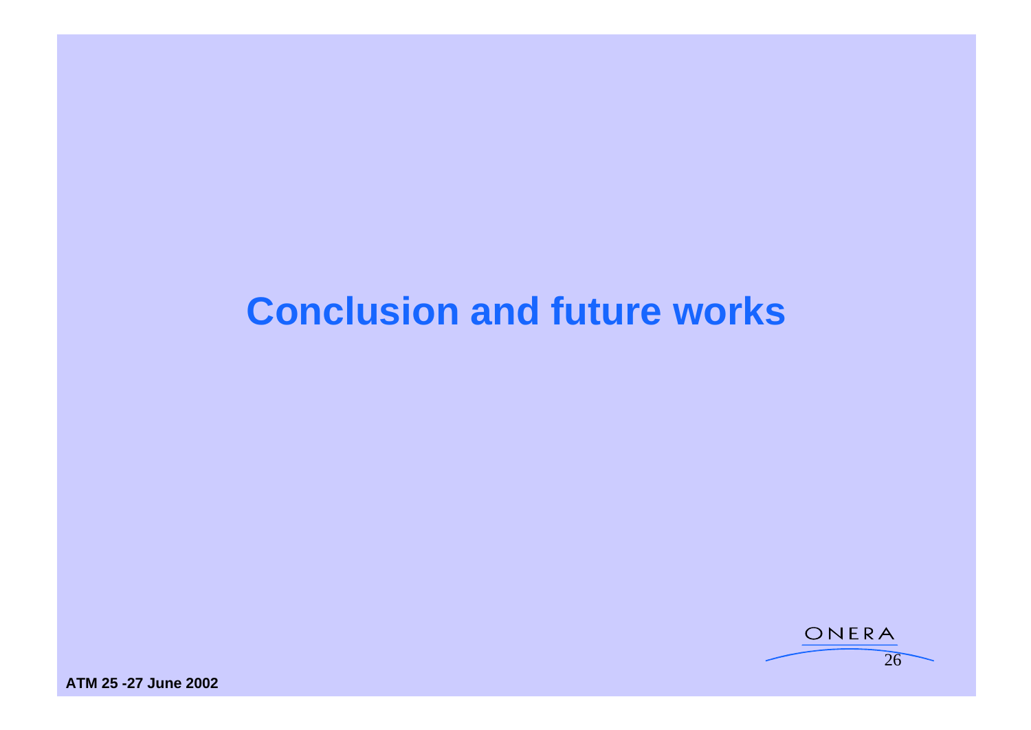# Conclusion and future works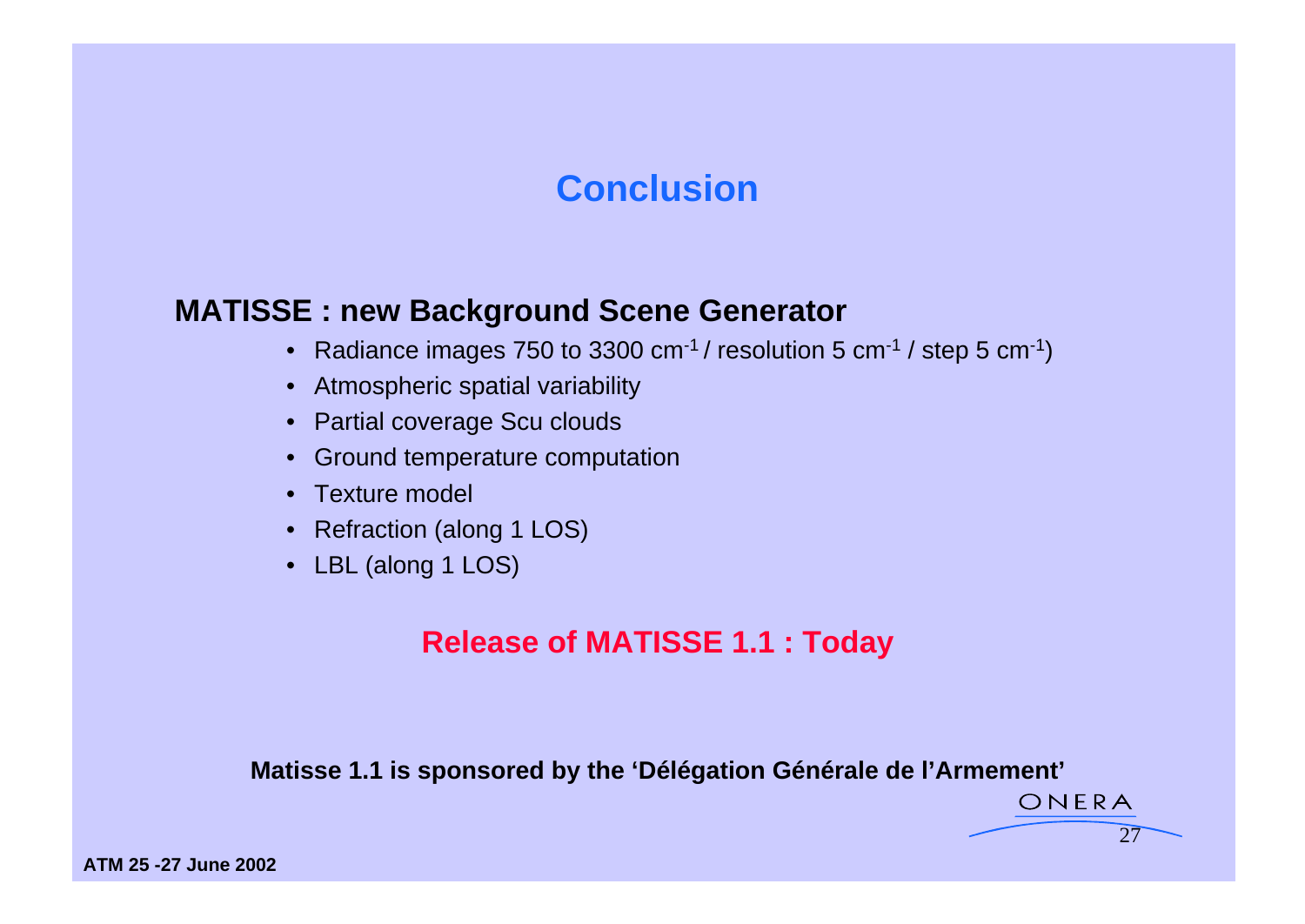# Conclusion

**MATISSE : new Background Scene Generator**

- Radiance images 750 to 3300 $cm^{-1}$ / resolution 5 $cm^{-1}$ / step 5 $cm^{-1}$)
- Atmospheric spatial variability
- Partial coverage Scu clouds
- Ground temperature computation
- Texture model
- Refraction (along 1 LOS)
- LBL (along 1 LOS)

**Release of MATISSE 1.1 : Today**

**Matisse 1.1 is sponsored by the 'Délégation Générale de l'Armement'**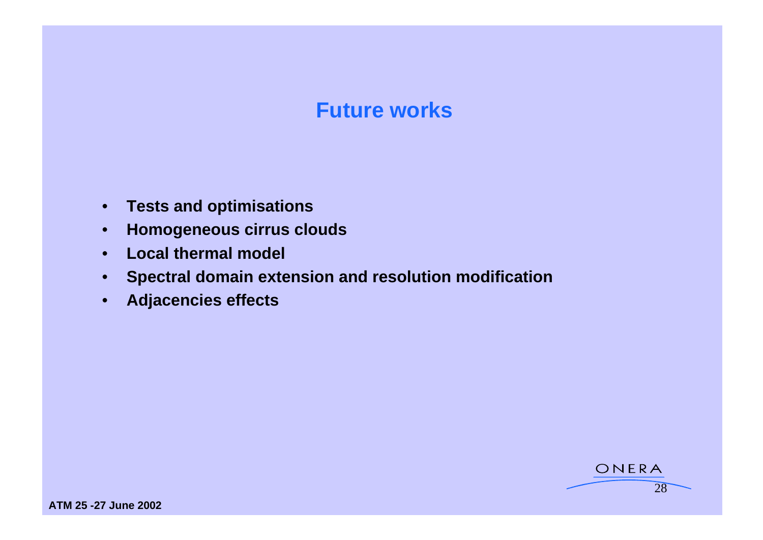# Future works

- **Tests and optimisations**
- **Homogeneous cirrus clouds**
- **Local thermal model**
- **Spectral domain extension and resolution modification**
- **Adjacencies effects**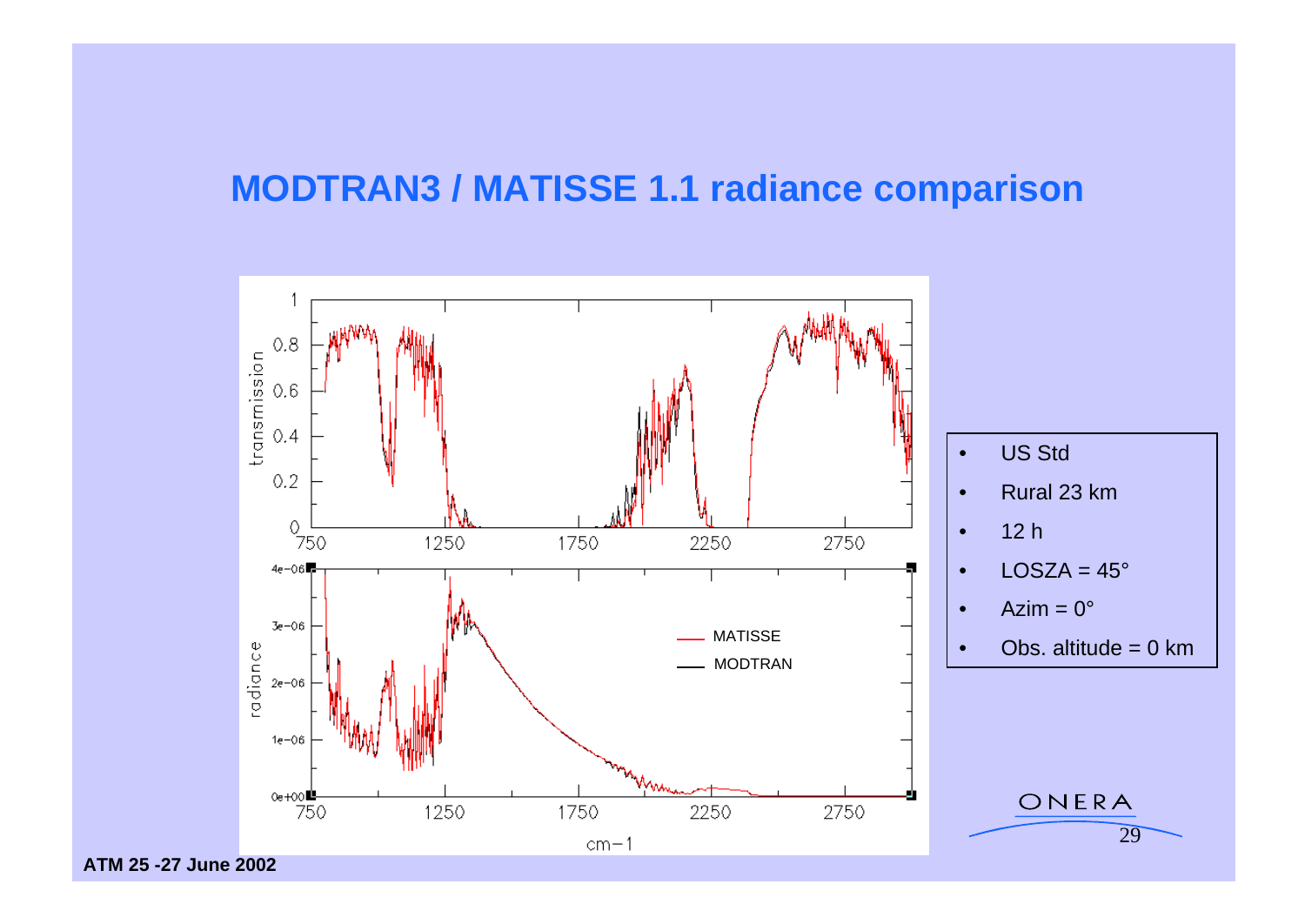# MODTRAN3 / MATISSE 1.1 radiance comparison

- US Std
- Rural 23 km
- 12 h
- LOSZA = 45°
- Azim = 0°
- Obs. altitude = 0 km

ATM 25 -27 June 2002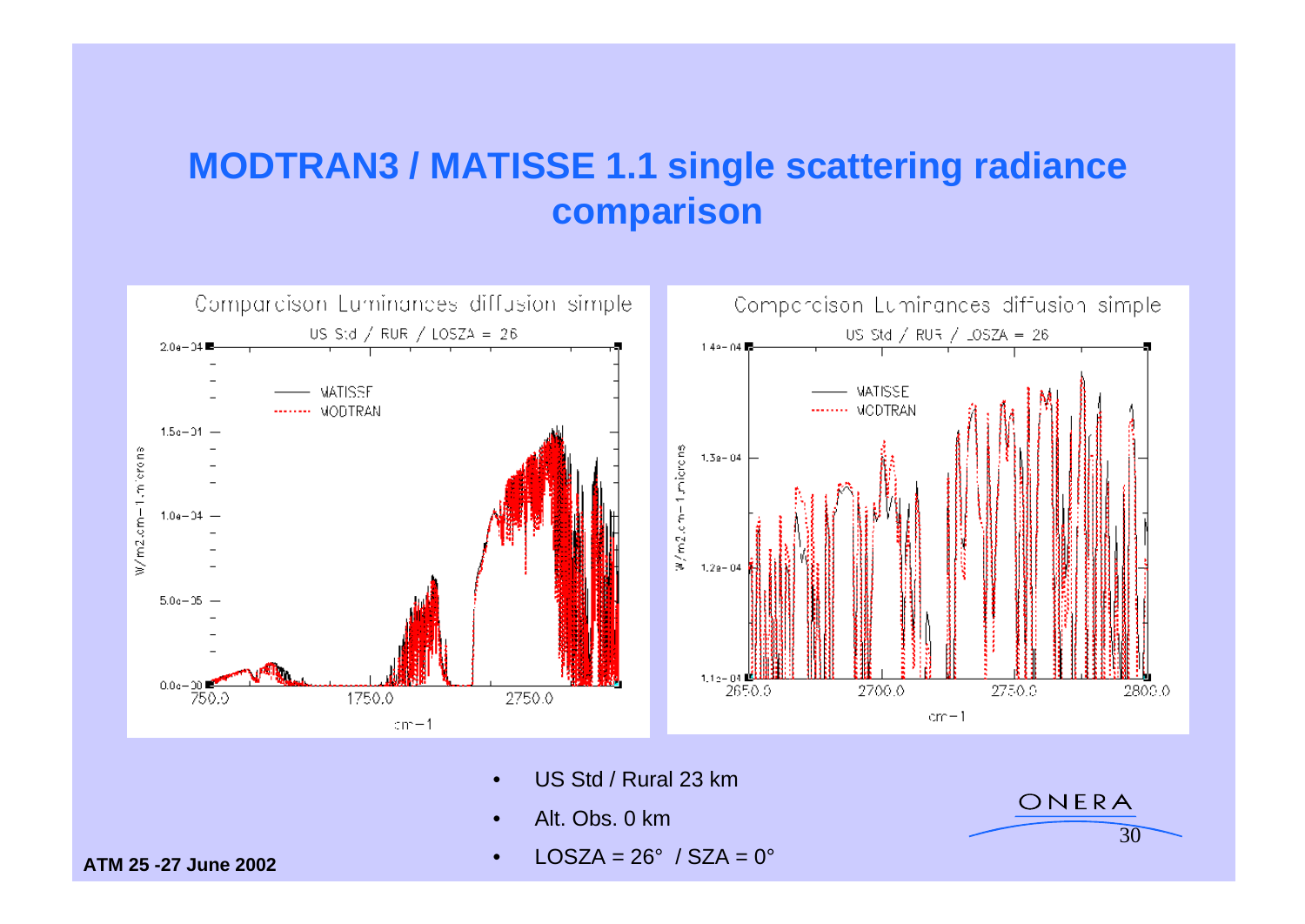# MODTRAN3 / MATISSE 1.1 single scattering radiance comparison

- US Std / Rural 23 km
- Alt. Obs. 0 km
- LOSZA = 26° / SZA = 0°

ATM 25 -27 June 2002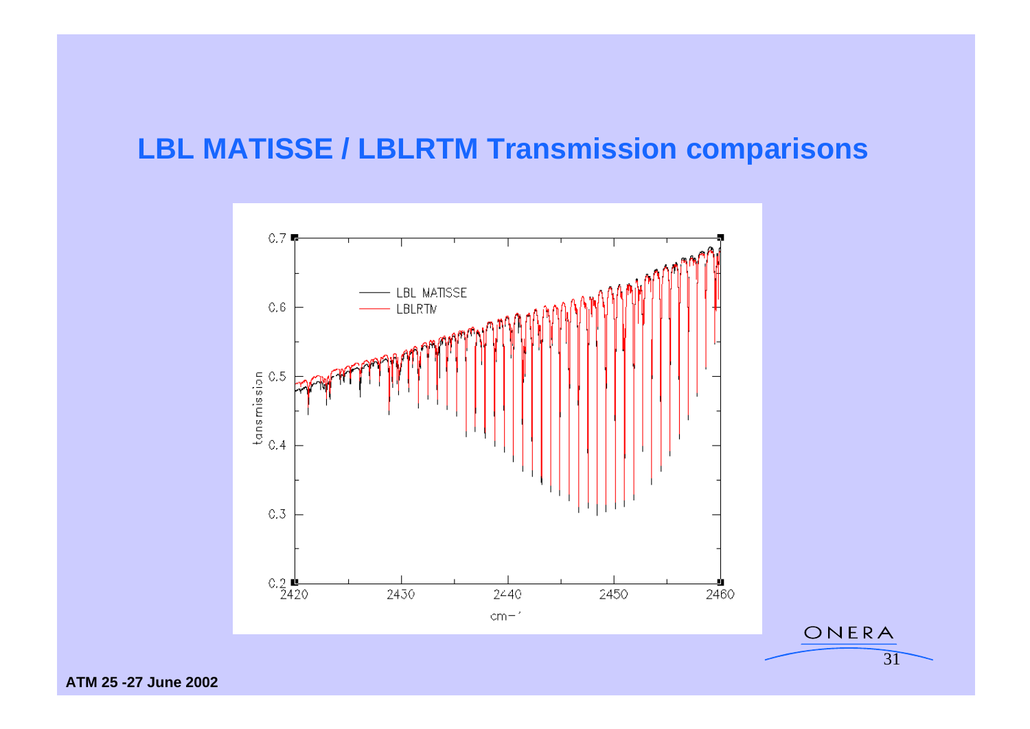# LBL MATISSE / LBLRTM Transmission comparisons

LBL MATISSE
LBLRTM

tansmission

0.7
0.6
0.5
0.4
0.3
0.2

2420 2430 2440 2450 2460

cm⁻¹

ATM 25 -27 June 2002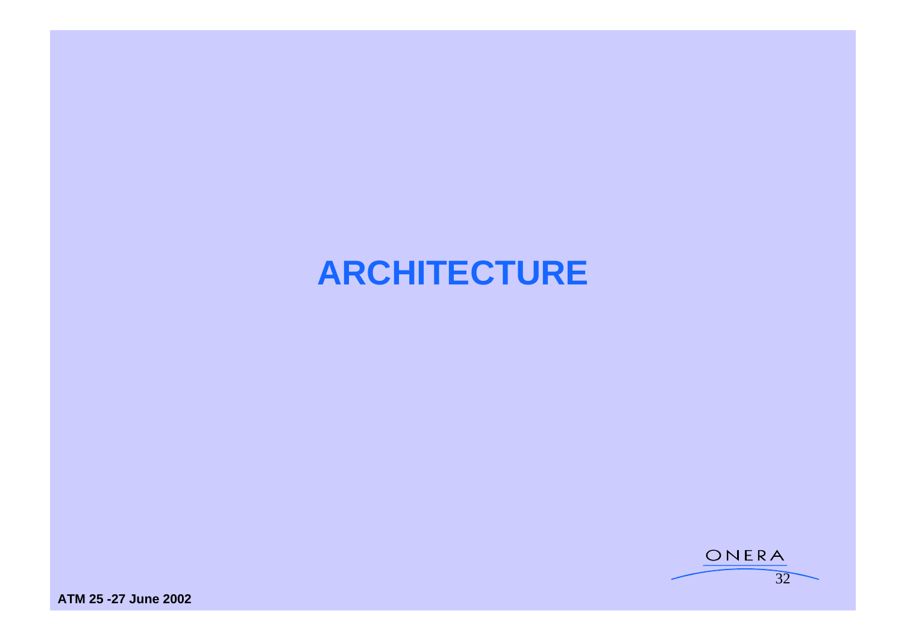# ARCHITECTURE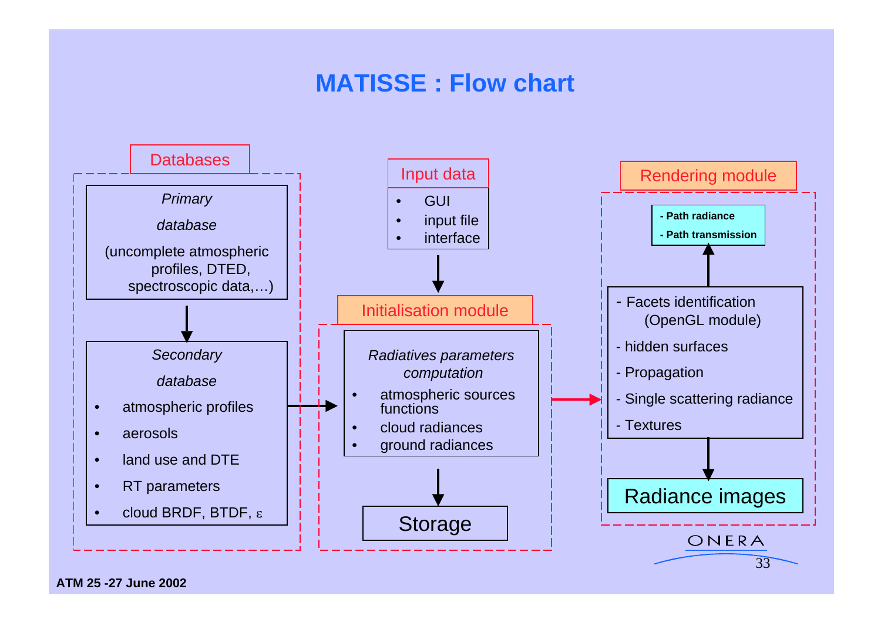# MATISSE : Flow chart

## Databases

*Primary database*

(uncomplete atmospheric profiles, DTED, spectroscopic data,…)

↓

*Secondary database*

- atmospheric profiles
- aerosols
- land use and DTE
- RT parameters
- cloud BRDF, BTDF, $\varepsilon$

→

## Input data

- GUI
- input file
- interface

↓

## Initialisation module

*Radiatives parameters computation*

- atmospheric sources functions
- cloud radiances
- ground radiances

↓

Storage

→

## Rendering module

- Facets identification (OpenGL module)
- hidden surfaces
- Propagation
- Single scattering radiance
- Textures

↑

**- Path radiance**
**- Path transmission**

↓

Radiance images

ONERA

**ATM 25 -27 June 2002**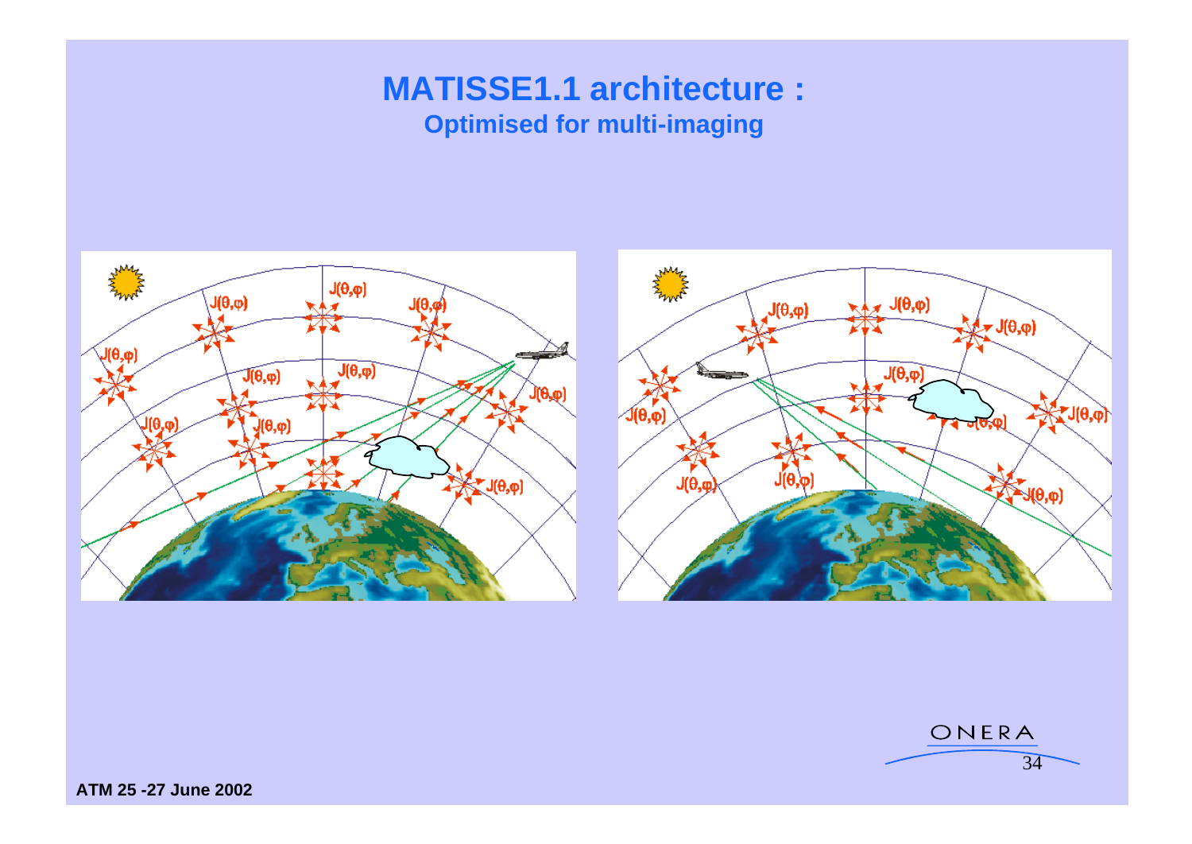# MATISSE1.1 architecture :

## Optimised for multi-imaging

J(θ,φ) J(θ,φ) J(θ,φ) J(θ,φ) J(θ,φ) J(θ,φ) J(θ,φ) J(θ,φ) J(θ,φ) J(θ,φ)

J(θ,φ) J(θ,φ) J(θ,φ) J(θ,φ) J(θ,φ) J(θ,φ) J(θ,φ) J(θ,φ) J(θ,φ) J(θ,φ)